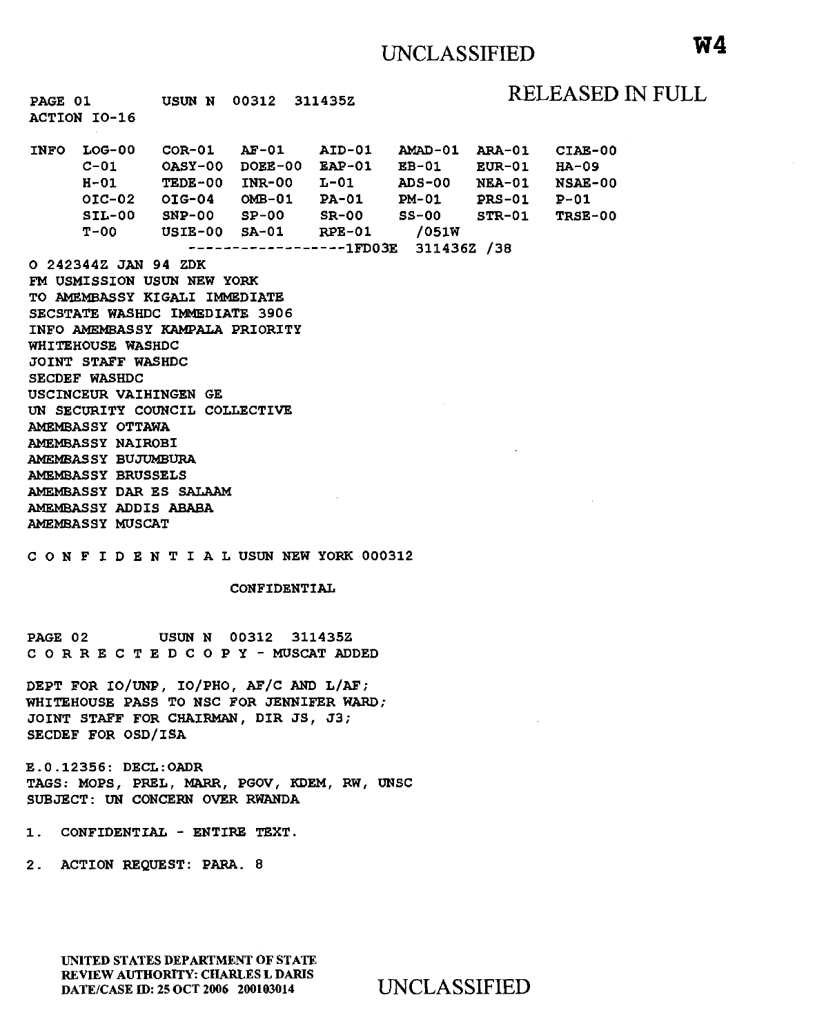UNCLASSIFIED

**W4**

RELEASED IN FULL

PAGE 01 USUN N 00312 311435Z
ACTION IO-16

```
INFO  LOG-00    COR-01    AF-01     AID-01    AMAD-01   ARA-01    CIAE-00
      C-01      OASY-00   DOEE-00   EAP-01    EB-01     EUR-01    HA-09
      H-01      TEDE-00   INR-00    L-01      ADS-00    NEA-01    NSAE-00
      OIC-02    OIG-04    OMB-01    PA-01     PM-01     PRS-01    P-01
      SIL-00    SNP-00    SP-00     SR-00     SS-00     STR-01    TRSE-00
      T-00      USIE-00   SA-01     RPE-01    /051W
                ------------------1FD03E  311436Z /38
```

O 242344Z JAN 94 ZDK
FM USMISSION USUN NEW YORK
TO AMEMBASSY KIGALI IMMEDIATE
SECSTATE WASHDC IMMEDIATE 3906
INFO AMEMBASSY KAMPALA PRIORITY
WHITEHOUSE WASHDC
JOINT STAFF WASHDC
SECDEF WASHDC
USCINCEUR VAIHINGEN GE
UN SECURITY COUNCIL COLLECTIVE
AMEMBASSY OTTAWA
AMEMBASSY NAIROBI
AMEMBASSY BUJUMBURA
AMEMBASSY BRUSSELS
AMEMBASSY DAR ES SALAAM
AMEMBASSY ADDIS ABABA
AMEMBASSY MUSCAT

C O N F I D E N T I A L USUN NEW YORK 000312

CONFIDENTIAL

PAGE 02 USUN N 00312 311435Z
C O R R E C T E D C O P Y - MUSCAT ADDED

DEPT FOR IO/UNP, IO/PHO, AF/C AND L/AF;
WHITEHOUSE PASS TO NSC FOR JENNIFER WARD;
JOINT STAFF FOR CHAIRMAN, DIR JS, J3;
SECDEF FOR OSD/ISA

E.0.12356: DECL:OADR
TAGS: MOPS, PREL, MARR, PGOV, KDEM, RW, UNSC
SUBJECT: UN CONCERN OVER RWANDA

1. CONFIDENTIAL - ENTIRE TEXT.

2. ACTION REQUEST: PARA. 8

UNITED STATES DEPARTMENT OF STATE
REVIEW AUTHORITY: CHARLES L DARIS
DATE/CASE ID: 25 OCT 2006 200103014

UNCLASSIFIED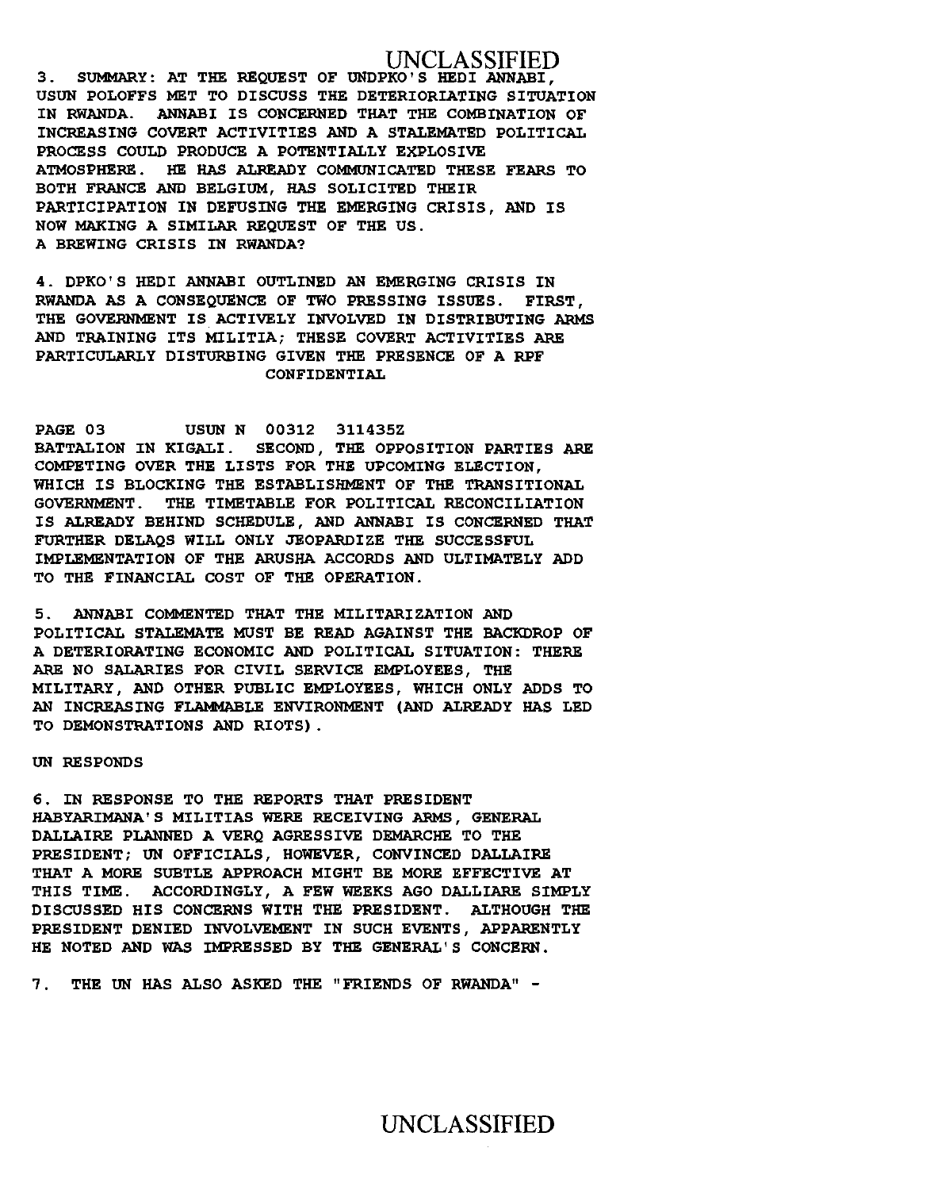3. SUMMARY: AT THE REQUEST OF UNDPKO'S HEDI ANNABI, USUN POLOFFS MET TO DISCUSS THE DETERIORATING SITUATION IN RWANDA. ANNABI IS CONCERNED THAT THE COMBINATION OF INCREASING COVERT ACTIVITIES AND A STALEMATED POLITICAL PROCESS COULD PRODUCE A POTENTIALLY EXPLOSIVE ATMOSPHERE. HE HAS ALREADY COMMUNICATED THESE FEARS TO BOTH FRANCE AND BELGIUM, HAS SOLICITED THEIR PARTICIPATION IN DEFUSING THE EMERGING CRISIS, AND IS NOW MAKING A SIMILAR REQUEST OF THE US.

A BREWING CRISIS IN RWANDA?

4. DPKO'S HEDI ANNABI OUTLINED AN EMERGING CRISIS IN RWANDA AS A CONSEQUENCE OF TWO PRESSING ISSUES. FIRST, THE GOVERNMENT IS ACTIVELY INVOLVED IN DISTRIBUTING ARMS AND TRAINING ITS MILITIA; THESE COVERT ACTIVITIES ARE PARTICULARLY DISTURBING GIVEN THE PRESENCE OF A RPF

CONFIDENTIAL

PAGE 03 USUN N 00312 311435Z

BATTALION IN KIGALI. SECOND, THE OPPOSITION PARTIES ARE COMPETING OVER THE LISTS FOR THE UPCOMING ELECTION, WHICH IS BLOCKING THE ESTABLISHMENT OF THE TRANSITIONAL GOVERNMENT. THE TIMETABLE FOR POLITICAL RECONCILIATION IS ALREADY BEHIND SCHEDULE, AND ANNABI IS CONCERNED THAT FURTHER DELAQS WILL ONLY JEOPARDIZE THE SUCCESSFUL IMPLEMENTATION OF THE ARUSHA ACCORDS AND ULTIMATELY ADD TO THE FINANCIAL COST OF THE OPERATION.

5. ANNABI COMMENTED THAT THE MILITARIZATION AND POLITICAL STALEMATE MUST BE READ AGAINST THE BACKDROP OF A DETERIORATING ECONOMIC AND POLITICAL SITUATION: THERE ARE NO SALARIES FOR CIVIL SERVICE EMPLOYEES, THE MILITARY, AND OTHER PUBLIC EMPLOYEES, WHICH ONLY ADDS TO AN INCREASING FLAMMABLE ENVIRONMENT (AND ALREADY HAS LED TO DEMONSTRATIONS AND RIOTS).

UN RESPONDS

6. IN RESPONSE TO THE REPORTS THAT PRESIDENT HABYARIMANA'S MILITIAS WERE RECEIVING ARMS, GENERAL DALLAIRE PLANNED A VERQ AGRESSIVE DEMARCHE TO THE PRESIDENT; UN OFFICIALS, HOWEVER, CONVINCED DALLAIRE THAT A MORE SUBTLE APPROACH MIGHT BE MORE EFFECTIVE AT THIS TIME. ACCORDINGLY, A FEW WEEKS AGO DALLIARE SIMPLY DISCUSSED HIS CONCERNS WITH THE PRESIDENT. ALTHOUGH THE PRESIDENT DENIED INVOLVEMENT IN SUCH EVENTS, APPARENTLY HE NOTED AND WAS IMPRESSED BY THE GENERAL'S CONCERN.

7. THE UN HAS ALSO ASKED THE "FRIENDS OF RWANDA" -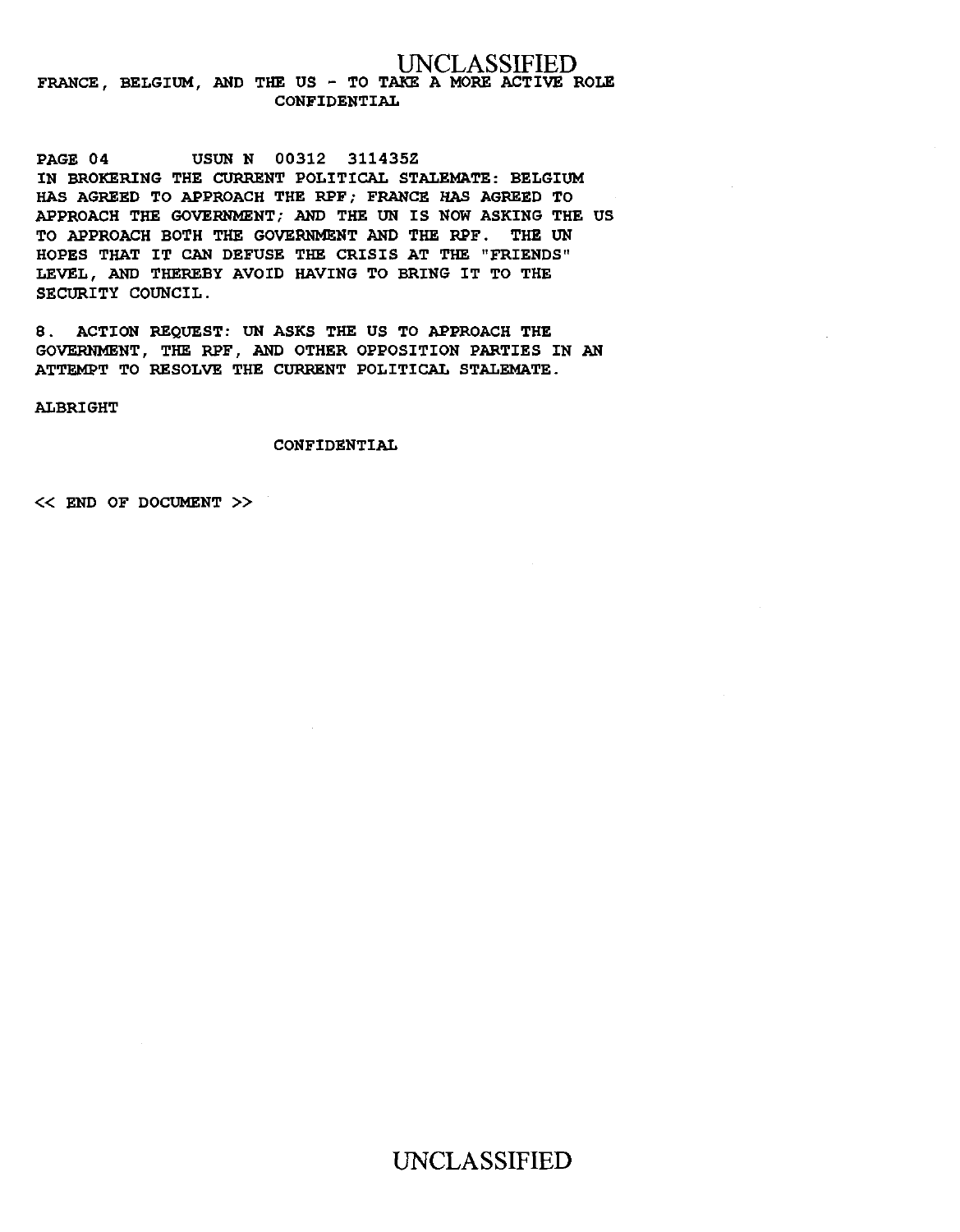FRANCE, BELGIUM, AND THE US - TO TAKE A MORE ACTIVE ROLE

IN BROKERING THE CURRENT POLITICAL STALEMATE: BELGIUM HAS AGREED TO APPROACH THE RPF; FRANCE HAS AGREED TO APPROACH THE GOVERNMENT; AND THE UN IS NOW ASKING THE US TO APPROACH BOTH THE GOVERNMENT AND THE RPF. THE UN HOPES THAT IT CAN DEFUSE THE CRISIS AT THE "FRIENDS" LEVEL, AND THEREBY AVOID HAVING TO BRING IT TO THE SECURITY COUNCIL.

8. ACTION REQUEST: UN ASKS THE US TO APPROACH THE GOVERNMENT, THE RPF, AND OTHER OPPOSITION PARTIES IN AN ATTEMPT TO RESOLVE THE CURRENT POLITICAL STALEMATE.

ALBRIGHT

CONFIDENTIAL

<< END OF DOCUMENT >>